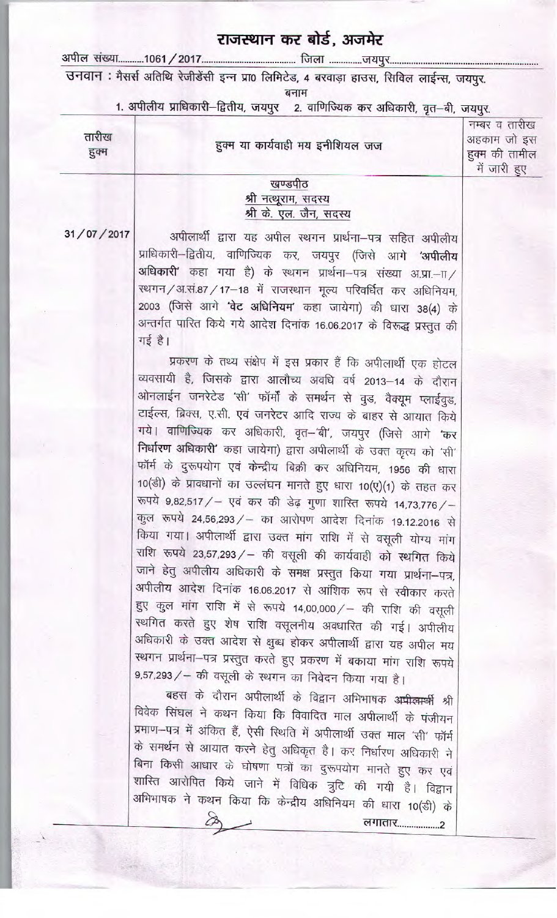# राजस्थान कर बोर्ड, अजमेर

अपील संख्या..........1061 / 2017....................................... जिला ..............जयपुर.............................................................

उनवान : मैसर्स अतिथि रेजीडेंसी इन्न प्रा० लिमिटेड, 4 बरवाड़ा हाउस, सिविल लाईन्स, जयपुर.

बनाम

1. अपीलीय प्राधिकारी–द्वितीय, जयपुर 2. वाणिज्यिक कर अधिकारी, वृत–बी, जयपुर.

| तारीख हुक्म | हुक्म या कार्यवाही मय इनीशियल जज | नम्बर व तारीख अहकाम जो इस हुक्म की तामील में जारी हुए |
|---|---|---|

<u>खण्डपीठ</u>
<u>श्री नत्थूराम, सदस्य</u>
<u>श्री के. एल. जैन, सदस्य</u>

31 / 07 / 2017

अपीलार्थी द्वारा यह अपील स्थगन प्रार्थना–पत्र सहित अपीलीय प्राधिकारी–द्वितीय, वाणिज्यिक कर, जयपुर (जिसे आगे **'अपीलीय अधिकारी'** कहा गया है) के स्थगन प्रार्थना–पत्र संख्या अ.प्रा.–II / स्थगन / अ.सं.87 / 17–18 में राजस्थान मूल्य परिवर्धित कर अधिनियम, 2003 (जिसे आगे **'वेट अधिनियम'** कहा जायेगा) की धारा 38(4) के अन्तर्गत पारित किये गये आदेश दिनांक 16.06.2017 के विरूद्ध प्रस्तुत की गई है।

प्रकरण के तथ्य संक्षेप में इस प्रकार हैं कि अपीलार्थी एक होटल व्यवसायी है, जिसके द्वारा आलौच्य अवधि वर्ष 2013–14 के दौरान ओनलाईन जनरेटेड 'सी' फॉर्मों के समर्थन से वुड, वैक्यूम प्लाईवुड, टाईल्स, ब्रिक्स, ए.सी. एवं जनरेटर आदि राज्य के बाहर से आयात किये गये। वाणिज्यिक कर अधिकारी, वृत–'बी', जयपुर (जिसे आगे **'कर निर्धारण अधिकारी'** कहा जायेगा) द्वारा अपीलार्थी के उक्त कृत्य को 'सी' फॉर्म के दुरूपयोग एवं केन्द्रीय बिक्री कर अधिनियम, 1956 की धारा 10(डी) के प्रावधानों का उल्लंघन मानते हुए धारा 10(ए)(1) के तहत कर रूपये 9,82,517 / – एवं कर की डेढ़ गुणा शास्ति रूपये 14,73,776 / – कुल रूपये 24,56,293 / – का आरोपण आदेश दिनांक 19.12.2016 से किया गया। अपीलार्थी द्वारा उक्त मांग राशि में से वसूली योग्य मांग राशि रूपये 23,57,293 / – की वसूली की कार्यवाही को स्थगित किये जाने हेतु अपीलीय अधिकारी के समक्ष प्रस्तुत किया गया प्रार्थना–पत्र, अपीलीय आदेश दिनांक 16.06.2017 से आंशिक रूप से स्वीकार करते हुए कुल मांग राशि में से रूपये 14,00,000 / – की राशि की वसूली स्थगित करते हुए शेष राशि वसूलनीय अवधारित की गई। अपीलीय अधिकारी के उक्त आदेश से क्षुब्ध होकर अपीलार्थी द्वारा यह अपील मय स्थगन प्रार्थना–पत्र प्रस्तुत करते हुए प्रकरण में बकाया मांग राशि रूपये 9,57,293 / – की वसूली के स्थगन का निवेदन किया गया है।

बहस के दौरान अपीलार्थी के विद्वान अभिभाषक ~~अपीलार्थी~~ श्री विवेक सिंघल ने कथन किया कि विवादित माल अपीलार्थी के पंजीयन प्रमाण–पत्र में अंकित हैं, ऐसी स्थिति में अपीलार्थी उक्त माल 'सी' फॉर्म के समर्थन से आयात करने हेतु अधिकृत है। कर निर्धारण अधिकारी ने बिना किसी आधार के घोषणा पत्रों का दुरूपयोग मानते हुए कर एवं शास्ति आरोपित किये जाने में विधिक त्रुटि की गयी है। विद्वान अभिभाषक ने कथन किया कि केन्द्रीय अधिनियम की धारा 10(डी) के

लगातार.................2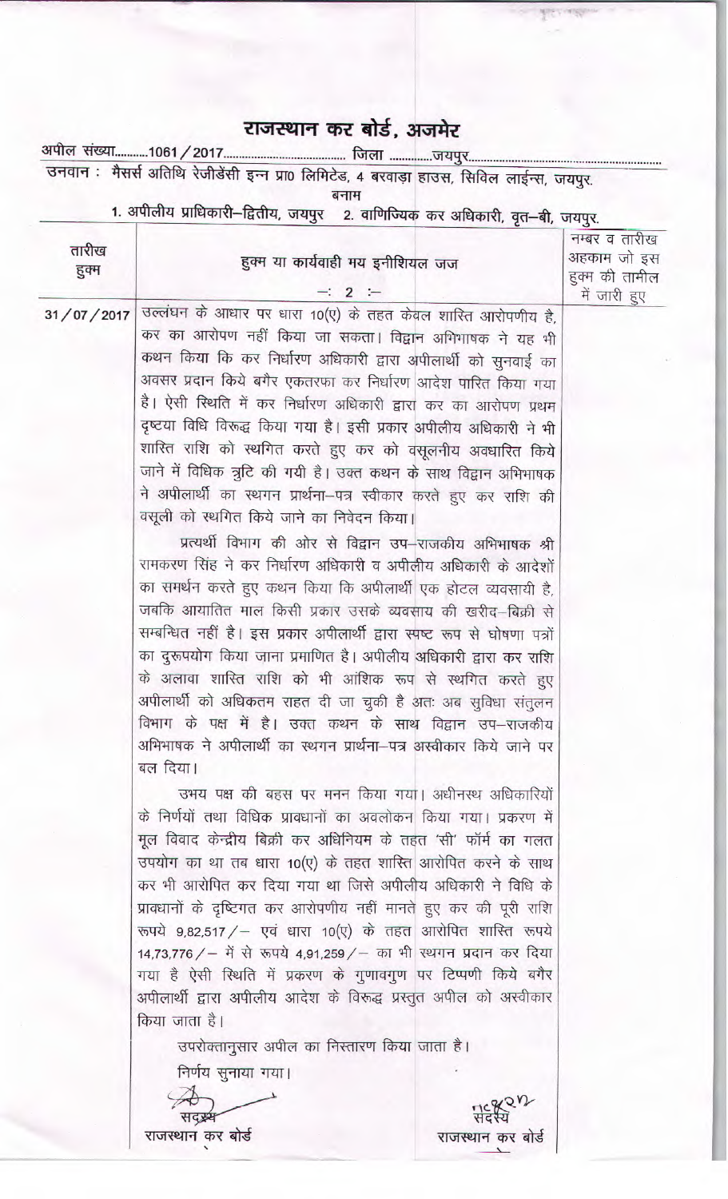# राजस्थान कर बोर्ड, अजमेर

अपील संख्या..........1061 / 2017.......................................... जिला ..............जयपुर................................................................

उनवान : मैसर्स अतिथि रेजीडेंसी इन्न प्रा0 लिमिटेड, 4 बरवाड़ा हाउस, सिविल लाईन्स, जयपुर.

बनाम

1. अपीलीय प्राधिकारी–द्वितीय, जयपुर 2. वाणिज्यिक कर अधिकारी, वृत–बी, जयपुर.

| तारीख हुक्म | हुक्म या कार्यवाही मय इनीशियल जज | नम्बर व तारीख अहकाम जो इस हुक्म की तामील में जारी हुए |
|---|---|---|
| | –: 2 :– | |
| 31/07/2017 | उल्लंघन के आधार पर धारा 10(ए) के तहत केवल शास्ति आरोपणीय है, कर का आरोपण नहीं किया जा सकता। विद्वान अभिभाषक ने यह भी कथन किया कि कर निर्धारण अधिकारी द्वारा अपीलार्थी को सुनवाई का अवसर प्रदान किये बगैर एकतरफा कर निर्धारण आदेश पारित किया गया है। ऐसी स्थिति में कर निर्धारण अधिकारी द्वारा कर का आरोपण प्रथम दृष्टया विधि विरूद्ध किया गया है। इसी प्रकार अपीलीय अधिकारी ने भी शास्ति राशि को स्थगित करते हुए कर को वसूलनीय अवधारित किये जाने में विधिक त्रुटि की गयी है। उक्त कथन के साथ विद्वान अभिभाषक ने अपीलार्थी का स्थगन प्रार्थना–पत्र स्वीकार करते हुए कर राशि की वसूली को स्थगित किये जाने का निवेदन किया। | |
| | प्रत्यर्थी विभाग की ओर से विद्वान उप–राजकीय अभिभाषक श्री रामकरण सिंह ने कर निर्धारण अधिकारी व अपीलीय अधिकारी के आदेशों का समर्थन करते हुए कथन किया कि अपीलार्थी एक होटल व्यवसायी है, जबकि आयातित माल किसी प्रकार उसके व्यवसाय की खरीद–बिक्री से सम्बन्धित नहीं है। इस प्रकार अपीलार्थी द्वारा स्पष्ट रूप से घोषणा पत्रों का दुरूपयोग किया जाना प्रमाणित है। अपीलीय अधिकारी द्वारा कर राशि के अलावा शास्ति राशि को भी आंशिक रूप से स्थगित करते हुए अपीलार्थी को अधिकतम राहत दी जा चुकी है अतः अब सुविधा संतुलन विभाग के पक्ष में है। उक्त कथन के साथ विद्वान उप–राजकीय अभिभाषक ने अपीलार्थी का स्थगन प्रार्थना–पत्र अस्वीकार किये जाने पर बल दिया। | |
| | उभय पक्ष की बहस पर मनन किया गया। अधीनस्थ अधिकारियों के निर्णयों तथा विधिक प्रावधानों का अवलोकन किया गया। प्रकरण में मूल विवाद केन्द्रीय बिक्री कर अधिनियम के तहत 'सी' फॉर्म का गलत उपयोग का था तब धारा 10(ए) के तहत शास्ति आरोपित करने के साथ कर भी आरोपित कर दिया गया था जिसे अपीलीय अधिकारी ने विधि के प्रावधानों के दृष्टिगत कर आरोपणीय नहीं मानते हुए कर की पूरी राशि रूपये 9,82,517/– एवं धारा 10(ए) के तहत आरोपित शास्ति रूपये 14,73,776/– में से रूपये 4,91,259/– का भी स्थगन प्रदान कर दिया गया है ऐसी स्थिति में प्रकरण के गुणावगुण पर टिप्पणी किये बगैर अपीलार्थी द्वारा अपीलीय आदेश के विरूद्ध प्रस्तुत अपील को अस्वीकार किया जाता है। | |
| | उपरोक्तानुसार अपील का निस्तारण किया जाता है। | |
| | निर्णय सुनाया गया। | |
| | सदस्य<br>राजस्थान कर बोर्ड &nbsp;&nbsp;&nbsp;&nbsp; सदस्य<br>राजस्थान कर बोर्ड | |